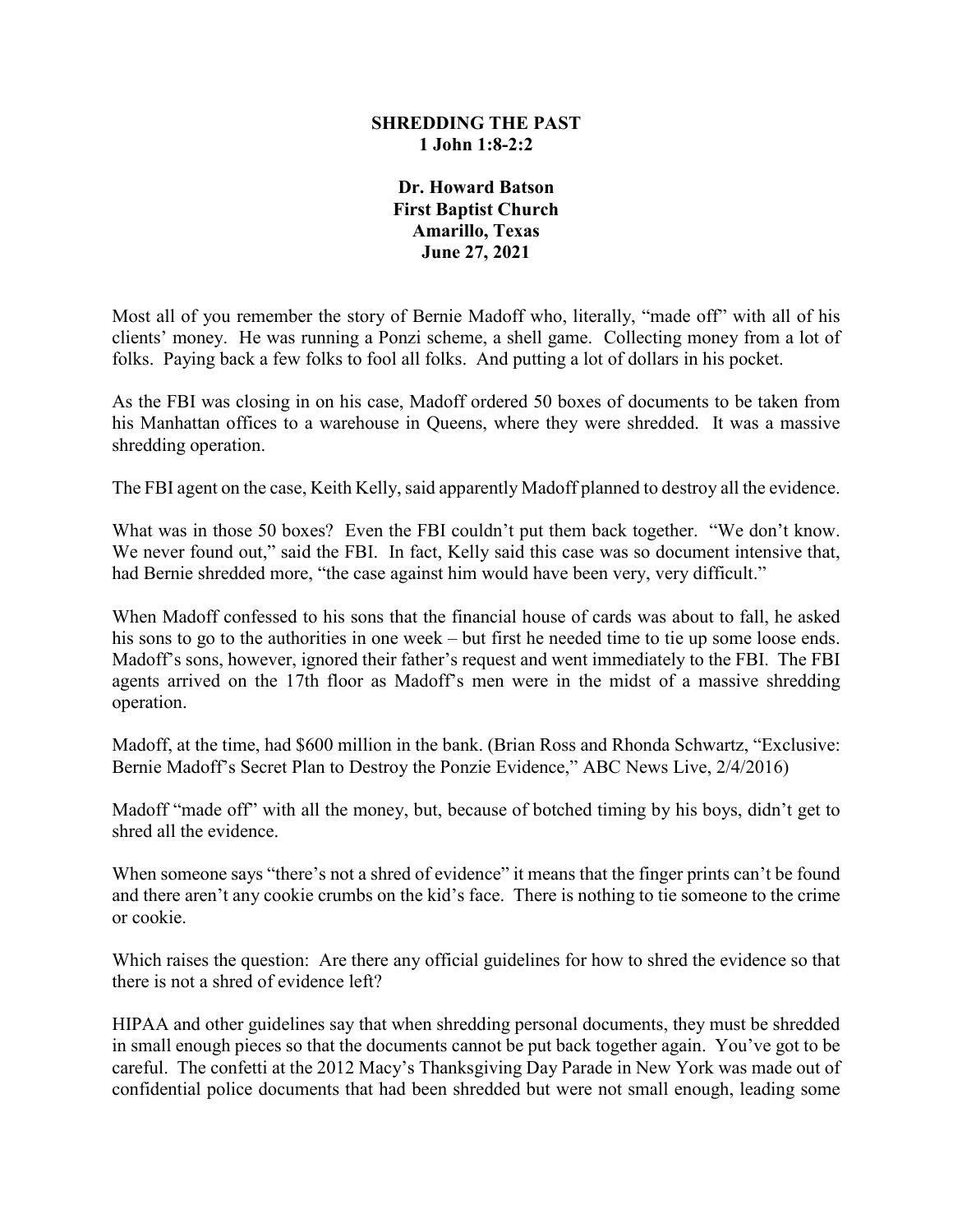# SHREDDING THE PAST
## 1 John 1:8-2:2

**Dr. Howard Batson**
**First Baptist Church**
**Amarillo, Texas**
**June 27, 2021**

Most all of you remember the story of Bernie Madoff who, literally, "made off" with all of his clients' money. He was running a Ponzi scheme, a shell game. Collecting money from a lot of folks. Paying back a few folks to fool all folks. And putting a lot of dollars in his pocket.

As the FBI was closing in on his case, Madoff ordered 50 boxes of documents to be taken from his Manhattan offices to a warehouse in Queens, where they were shredded. It was a massive shredding operation.

The FBI agent on the case, Keith Kelly, said apparently Madoff planned to destroy all the evidence.

What was in those 50 boxes? Even the FBI couldn't put them back together. "We don't know. We never found out," said the FBI. In fact, Kelly said this case was so document intensive that, had Bernie shredded more, "the case against him would have been very, very difficult."

When Madoff confessed to his sons that the financial house of cards was about to fall, he asked his sons to go to the authorities in one week – but first he needed time to tie up some loose ends. Madoff's sons, however, ignored their father's request and went immediately to the FBI. The FBI agents arrived on the 17th floor as Madoff's men were in the midst of a massive shredding operation.

Madoff, at the time, had $600 million in the bank. (Brian Ross and Rhonda Schwartz, "Exclusive: Bernie Madoff's Secret Plan to Destroy the Ponzie Evidence," ABC News Live, 2/4/2016)

Madoff "made off" with all the money, but, because of botched timing by his boys, didn't get to shred all the evidence.

When someone says "there's not a shred of evidence" it means that the finger prints can't be found and there aren't any cookie crumbs on the kid's face. There is nothing to tie someone to the crime or cookie.

Which raises the question: Are there any official guidelines for how to shred the evidence so that there is not a shred of evidence left?

HIPAA and other guidelines say that when shredding personal documents, they must be shredded in small enough pieces so that the documents cannot be put back together again. You've got to be careful. The confetti at the 2012 Macy's Thanksgiving Day Parade in New York was made out of confidential police documents that had been shredded but were not small enough, leading some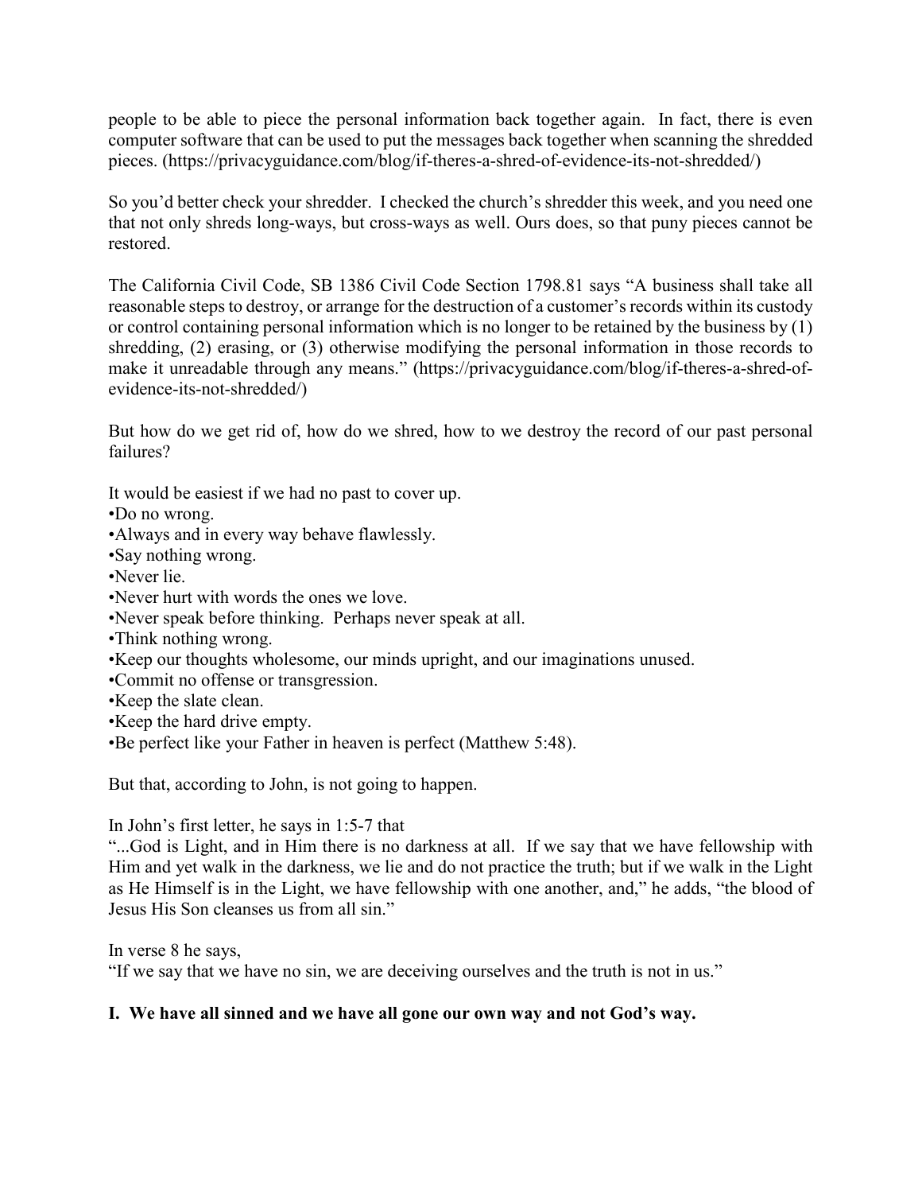people to be able to piece the personal information back together again. In fact, there is even computer software that can be used to put the messages back together when scanning the shredded pieces. (https://privacyguidance.com/blog/if-theres-a-shred-of-evidence-its-not-shredded/)

So you'd better check your shredder. I checked the church's shredder this week, and you need one that not only shreds long-ways, but cross-ways as well. Ours does, so that puny pieces cannot be restored.

The California Civil Code, SB 1386 Civil Code Section 1798.81 says "A business shall take all reasonable steps to destroy, or arrange for the destruction of a customer's records within its custody or control containing personal information which is no longer to be retained by the business by (1) shredding, (2) erasing, or (3) otherwise modifying the personal information in those records to make it unreadable through any means." (https://privacyguidance.com/blog/if-theres-a-shred-of-evidence-its-not-shredded/)

But how do we get rid of, how do we shred, how to we destroy the record of our past personal failures?

It would be easiest if we had no past to cover up.

- Do no wrong.
- Always and in every way behave flawlessly.
- Say nothing wrong.
- Never lie.
- Never hurt with words the ones we love.
- Never speak before thinking. Perhaps never speak at all.
- Think nothing wrong.
- Keep our thoughts wholesome, our minds upright, and our imaginations unused.
- Commit no offense or transgression.
- Keep the slate clean.
- Keep the hard drive empty.
- Be perfect like your Father in heaven is perfect (Matthew 5:48).

But that, according to John, is not going to happen.

In John's first letter, he says in 1:5-7 that

"...God is Light, and in Him there is no darkness at all. If we say that we have fellowship with Him and yet walk in the darkness, we lie and do not practice the truth; but if we walk in the Light as He Himself is in the Light, we have fellowship with one another, and," he adds, "the blood of Jesus His Son cleanses us from all sin."

In verse 8 he says,

"If we say that we have no sin, we are deceiving ourselves and the truth is not in us."

**I. We have all sinned and we have all gone our own way and not God's way.**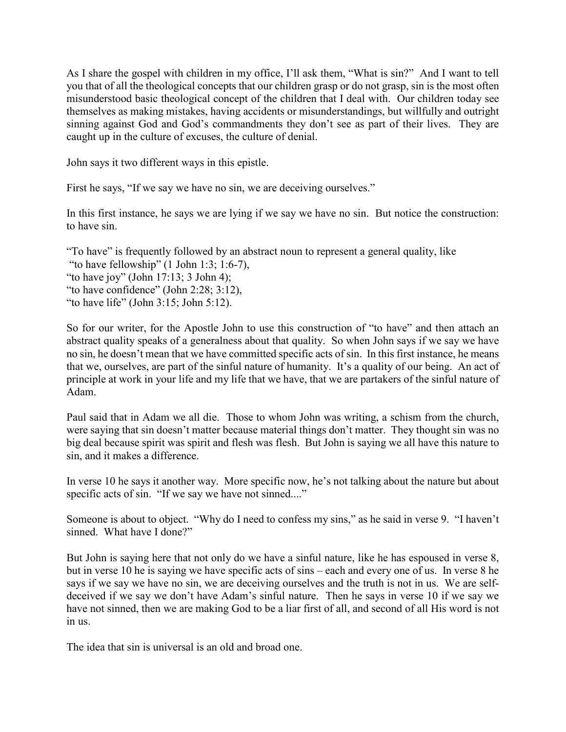As I share the gospel with children in my office, I'll ask them, "What is sin?" And I want to tell you that of all the theological concepts that our children grasp or do not grasp, sin is the most often misunderstood basic theological concept of the children that I deal with. Our children today see themselves as making mistakes, having accidents or misunderstandings, but willfully and outright sinning against God and God's commandments they don't see as part of their lives. They are caught up in the culture of excuses, the culture of denial.

John says it two different ways in this epistle.

First he says, "If we say we have no sin, we are deceiving ourselves."

In this first instance, he says we are lying if we say we have no sin. But notice the construction: to have sin.

"To have" is frequently followed by an abstract noun to represent a general quality, like
"to have fellowship" (1 John 1:3; 1:6-7),
"to have joy" (John 17:13; 3 John 4);
"to have confidence" (John 2:28; 3:12),
"to have life" (John 3:15; John 5:12).

So for our writer, for the Apostle John to use this construction of "to have" and then attach an abstract quality speaks of a generalness about that quality. So when John says if we say we have no sin, he doesn't mean that we have committed specific acts of sin. In this first instance, he means that we, ourselves, are part of the sinful nature of humanity. It's a quality of our being. An act of principle at work in your life and my life that we have, that we are partakers of the sinful nature of Adam.

Paul said that in Adam we all die. Those to whom John was writing, a schism from the church, were saying that sin doesn't matter because material things don't matter. They thought sin was no big deal because spirit was spirit and flesh was flesh. But John is saying we all have this nature to sin, and it makes a difference.

In verse 10 he says it another way. More specific now, he's not talking about the nature but about specific acts of sin. "If we say we have not sinned...."

Someone is about to object. "Why do I need to confess my sins," as he said in verse 9. "I haven't sinned. What have I done?"

But John is saying here that not only do we have a sinful nature, like he has espoused in verse 8, but in verse 10 he is saying we have specific acts of sins – each and every one of us. In verse 8 he says if we say we have no sin, we are deceiving ourselves and the truth is not in us. We are self-deceived if we say we don't have Adam's sinful nature. Then he says in verse 10 if we say we have not sinned, then we are making God to be a liar first of all, and second of all His word is not in us.

The idea that sin is universal is an old and broad one.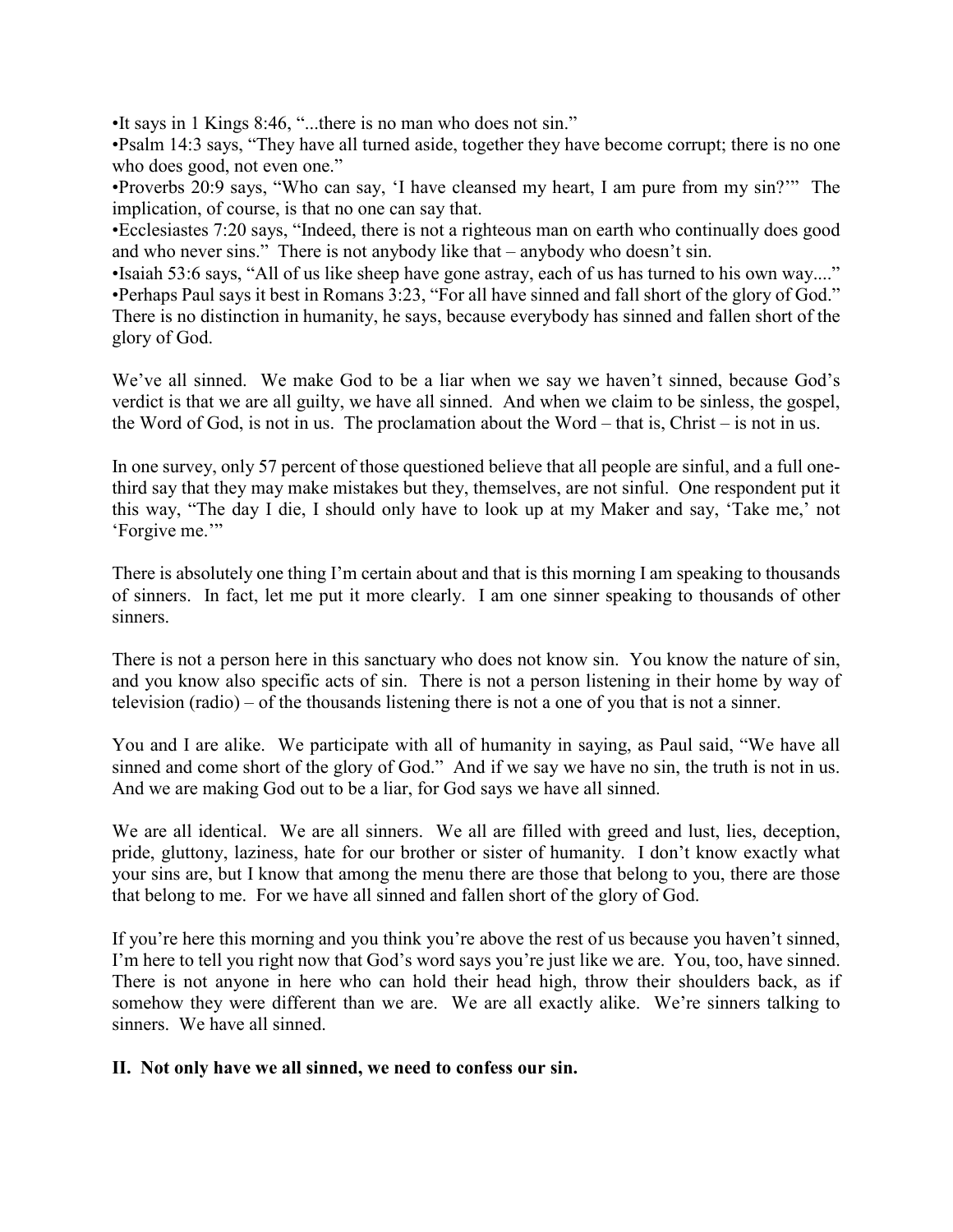•It says in 1 Kings 8:46, "...there is no man who does not sin."

•Psalm 14:3 says, "They have all turned aside, together they have become corrupt; there is no one who does good, not even one."

•Proverbs 20:9 says, "Who can say, 'I have cleansed my heart, I am pure from my sin?'" The implication, of course, is that no one can say that.

•Ecclesiastes 7:20 says, "Indeed, there is not a righteous man on earth who continually does good and who never sins." There is not anybody like that – anybody who doesn't sin.

•Isaiah 53:6 says, "All of us like sheep have gone astray, each of us has turned to his own way...."

•Perhaps Paul says it best in Romans 3:23, "For all have sinned and fall short of the glory of God." There is no distinction in humanity, he says, because everybody has sinned and fallen short of the glory of God.

We've all sinned. We make God to be a liar when we say we haven't sinned, because God's verdict is that we are all guilty, we have all sinned. And when we claim to be sinless, the gospel, the Word of God, is not in us. The proclamation about the Word – that is, Christ – is not in us.

In one survey, only 57 percent of those questioned believe that all people are sinful, and a full one-third say that they may make mistakes but they, themselves, are not sinful. One respondent put it this way, "The day I die, I should only have to look up at my Maker and say, 'Take me,' not 'Forgive me.'"

There is absolutely one thing I'm certain about and that is this morning I am speaking to thousands of sinners. In fact, let me put it more clearly. I am one sinner speaking to thousands of other sinners.

There is not a person here in this sanctuary who does not know sin. You know the nature of sin, and you know also specific acts of sin. There is not a person listening in their home by way of television (radio) – of the thousands listening there is not a one of you that is not a sinner.

You and I are alike. We participate with all of humanity in saying, as Paul said, "We have all sinned and come short of the glory of God." And if we say we have no sin, the truth is not in us. And we are making God out to be a liar, for God says we have all sinned.

We are all identical. We are all sinners. We all are filled with greed and lust, lies, deception, pride, gluttony, laziness, hate for our brother or sister of humanity. I don't know exactly what your sins are, but I know that among the menu there are those that belong to you, there are those that belong to me. For we have all sinned and fallen short of the glory of God.

If you're here this morning and you think you're above the rest of us because you haven't sinned, I'm here to tell you right now that God's word says you're just like we are. You, too, have sinned. There is not anyone in here who can hold their head high, throw their shoulders back, as if somehow they were different than we are. We are all exactly alike. We're sinners talking to sinners. We have all sinned.

**II. Not only have we all sinned, we need to confess our sin.**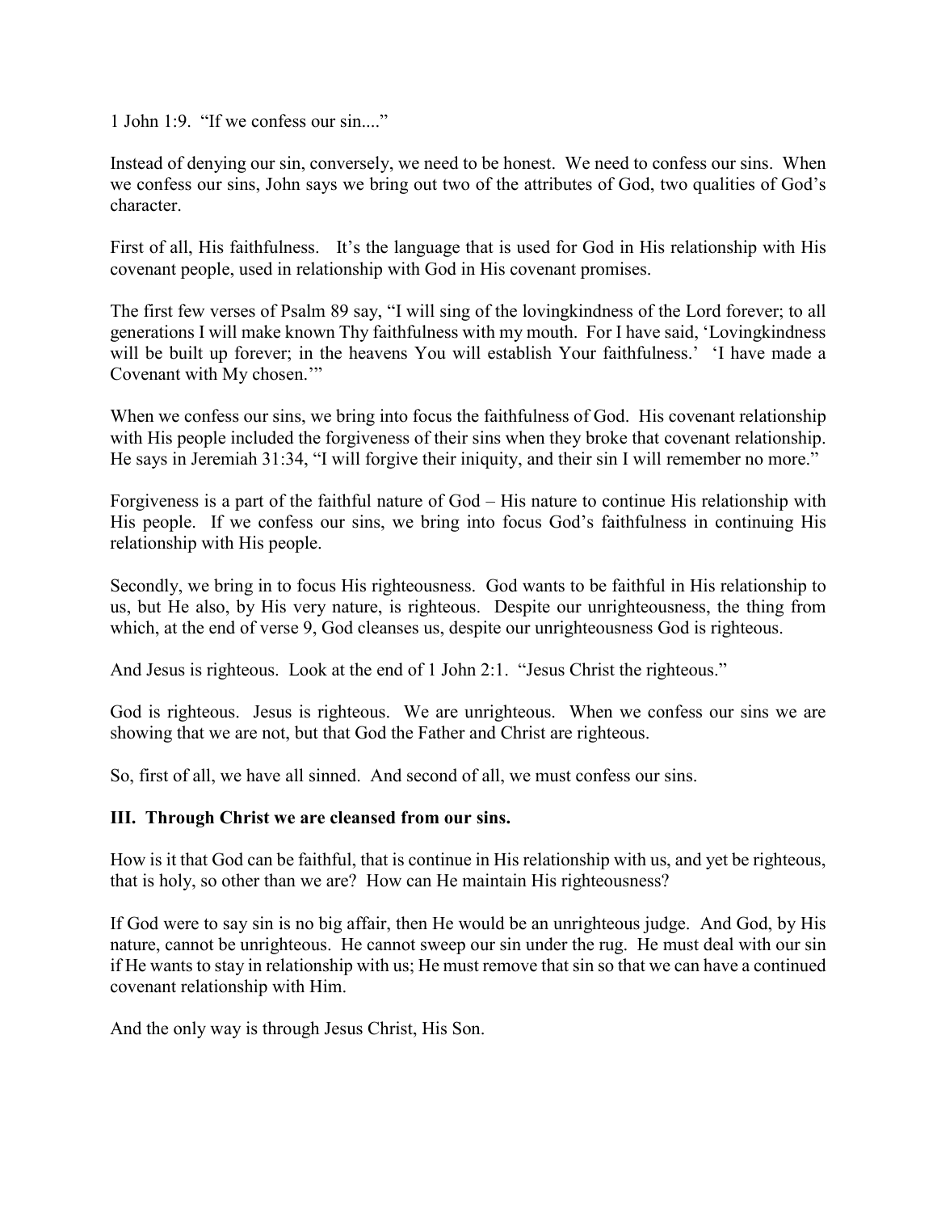1 John 1:9. “If we confess our sin....”

Instead of denying our sin, conversely, we need to be honest. We need to confess our sins. When we confess our sins, John says we bring out two of the attributes of God, two qualities of God’s character.

First of all, His faithfulness. It’s the language that is used for God in His relationship with His covenant people, used in relationship with God in His covenant promises.

The first few verses of Psalm 89 say, “I will sing of the lovingkindness of the Lord forever; to all generations I will make known Thy faithfulness with my mouth. For I have said, ‘Lovingkindness will be built up forever; in the heavens You will establish Your faithfulness.’ ‘I have made a Covenant with My chosen.’”

When we confess our sins, we bring into focus the faithfulness of God. His covenant relationship with His people included the forgiveness of their sins when they broke that covenant relationship. He says in Jeremiah 31:34, “I will forgive their iniquity, and their sin I will remember no more.”

Forgiveness is a part of the faithful nature of God – His nature to continue His relationship with His people. If we confess our sins, we bring into focus God’s faithfulness in continuing His relationship with His people.

Secondly, we bring in to focus His righteousness. God wants to be faithful in His relationship to us, but He also, by His very nature, is righteous. Despite our unrighteousness, the thing from which, at the end of verse 9, God cleanses us, despite our unrighteousness God is righteous.

And Jesus is righteous. Look at the end of 1 John 2:1. “Jesus Christ the righteous.”

God is righteous. Jesus is righteous. We are unrighteous. When we confess our sins we are showing that we are not, but that God the Father and Christ are righteous.

So, first of all, we have all sinned. And second of all, we must confess our sins.

### III. Through Christ we are cleansed from our sins.

How is it that God can be faithful, that is continue in His relationship with us, and yet be righteous, that is holy, so other than we are? How can He maintain His righteousness?

If God were to say sin is no big affair, then He would be an unrighteous judge. And God, by His nature, cannot be unrighteous. He cannot sweep our sin under the rug. He must deal with our sin if He wants to stay in relationship with us; He must remove that sin so that we can have a continued covenant relationship with Him.

And the only way is through Jesus Christ, His Son.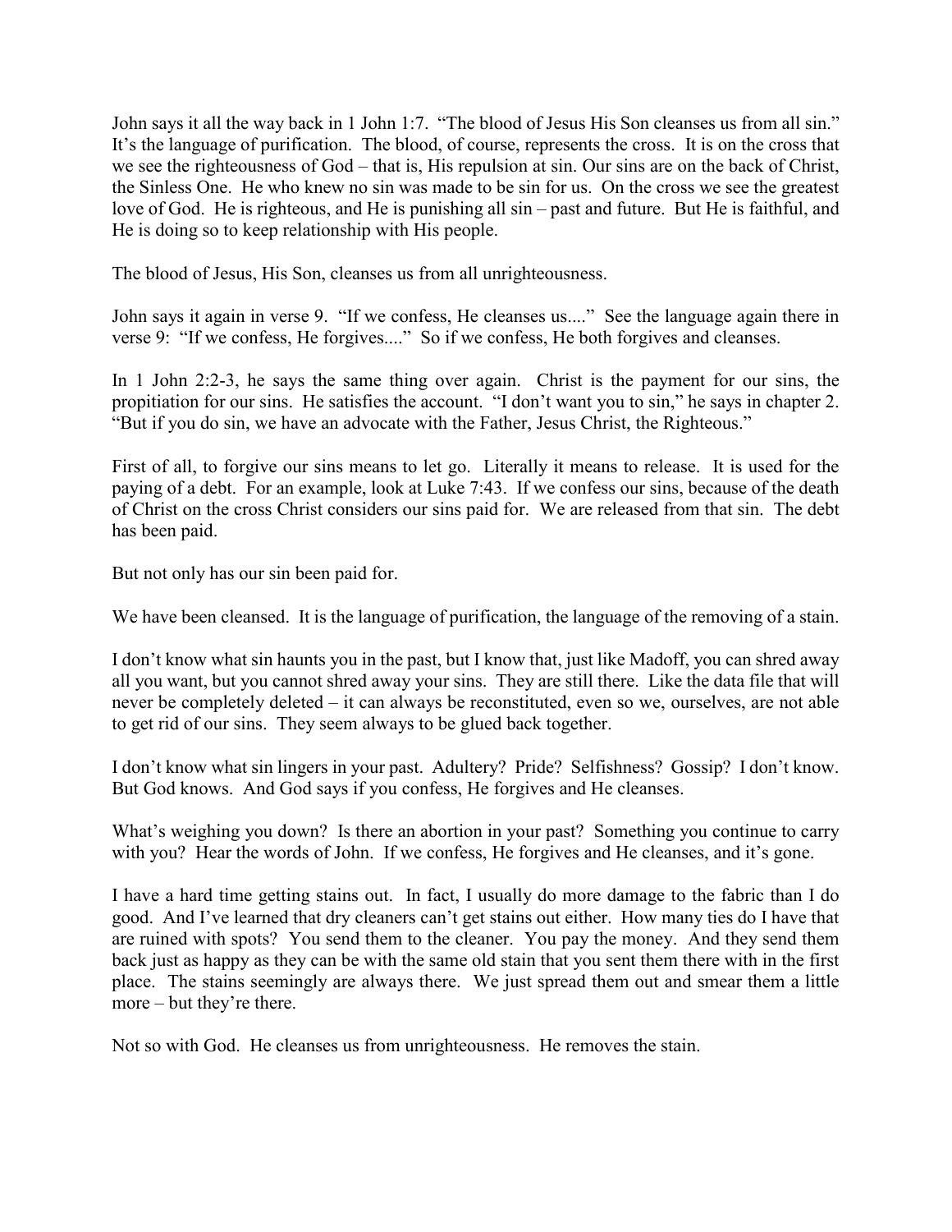John says it all the way back in 1 John 1:7. "The blood of Jesus His Son cleanses us from all sin." It's the language of purification. The blood, of course, represents the cross. It is on the cross that we see the righteousness of God – that is, His repulsion at sin. Our sins are on the back of Christ, the Sinless One. He who knew no sin was made to be sin for us. On the cross we see the greatest love of God. He is righteous, and He is punishing all sin – past and future. But He is faithful, and He is doing so to keep relationship with His people.

The blood of Jesus, His Son, cleanses us from all unrighteousness.

John says it again in verse 9. "If we confess, He cleanses us...." See the language again there in verse 9: "If we confess, He forgives...." So if we confess, He both forgives and cleanses.

In 1 John 2:2-3, he says the same thing over again. Christ is the payment for our sins, the propitiation for our sins. He satisfies the account. "I don't want you to sin," he says in chapter 2. "But if you do sin, we have an advocate with the Father, Jesus Christ, the Righteous."

First of all, to forgive our sins means to let go. Literally it means to release. It is used for the paying of a debt. For an example, look at Luke 7:43. If we confess our sins, because of the death of Christ on the cross Christ considers our sins paid for. We are released from that sin. The debt has been paid.

But not only has our sin been paid for.

We have been cleansed. It is the language of purification, the language of the removing of a stain.

I don't know what sin haunts you in the past, but I know that, just like Madoff, you can shred away all you want, but you cannot shred away your sins. They are still there. Like the data file that will never be completely deleted – it can always be reconstituted, even so we, ourselves, are not able to get rid of our sins. They seem always to be glued back together.

I don't know what sin lingers in your past. Adultery? Pride? Selfishness? Gossip? I don't know. But God knows. And God says if you confess, He forgives and He cleanses.

What's weighing you down? Is there an abortion in your past? Something you continue to carry with you? Hear the words of John. If we confess, He forgives and He cleanses, and it's gone.

I have a hard time getting stains out. In fact, I usually do more damage to the fabric than I do good. And I've learned that dry cleaners can't get stains out either. How many ties do I have that are ruined with spots? You send them to the cleaner. You pay the money. And they send them back just as happy as they can be with the same old stain that you sent them there with in the first place. The stains seemingly are always there. We just spread them out and smear them a little more – but they're there.

Not so with God. He cleanses us from unrighteousness. He removes the stain.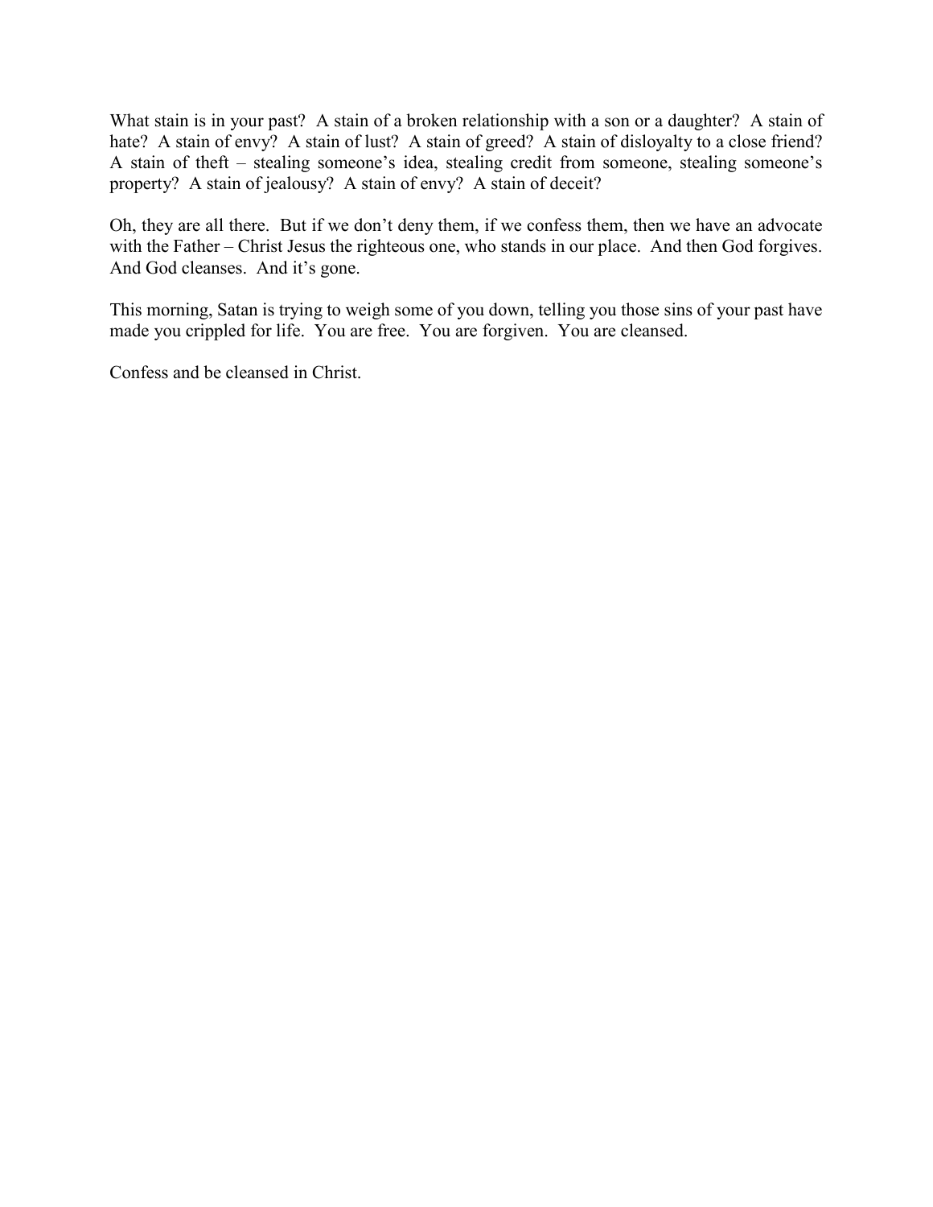What stain is in your past? A stain of a broken relationship with a son or a daughter? A stain of hate? A stain of envy? A stain of lust? A stain of greed? A stain of disloyalty to a close friend? A stain of theft – stealing someone's idea, stealing credit from someone, stealing someone's property? A stain of jealousy? A stain of envy? A stain of deceit?

Oh, they are all there. But if we don't deny them, if we confess them, then we have an advocate with the Father – Christ Jesus the righteous one, who stands in our place. And then God forgives. And God cleanses. And it's gone.

This morning, Satan is trying to weigh some of you down, telling you those sins of your past have made you crippled for life. You are free. You are forgiven. You are cleansed.

Confess and be cleansed in Christ.